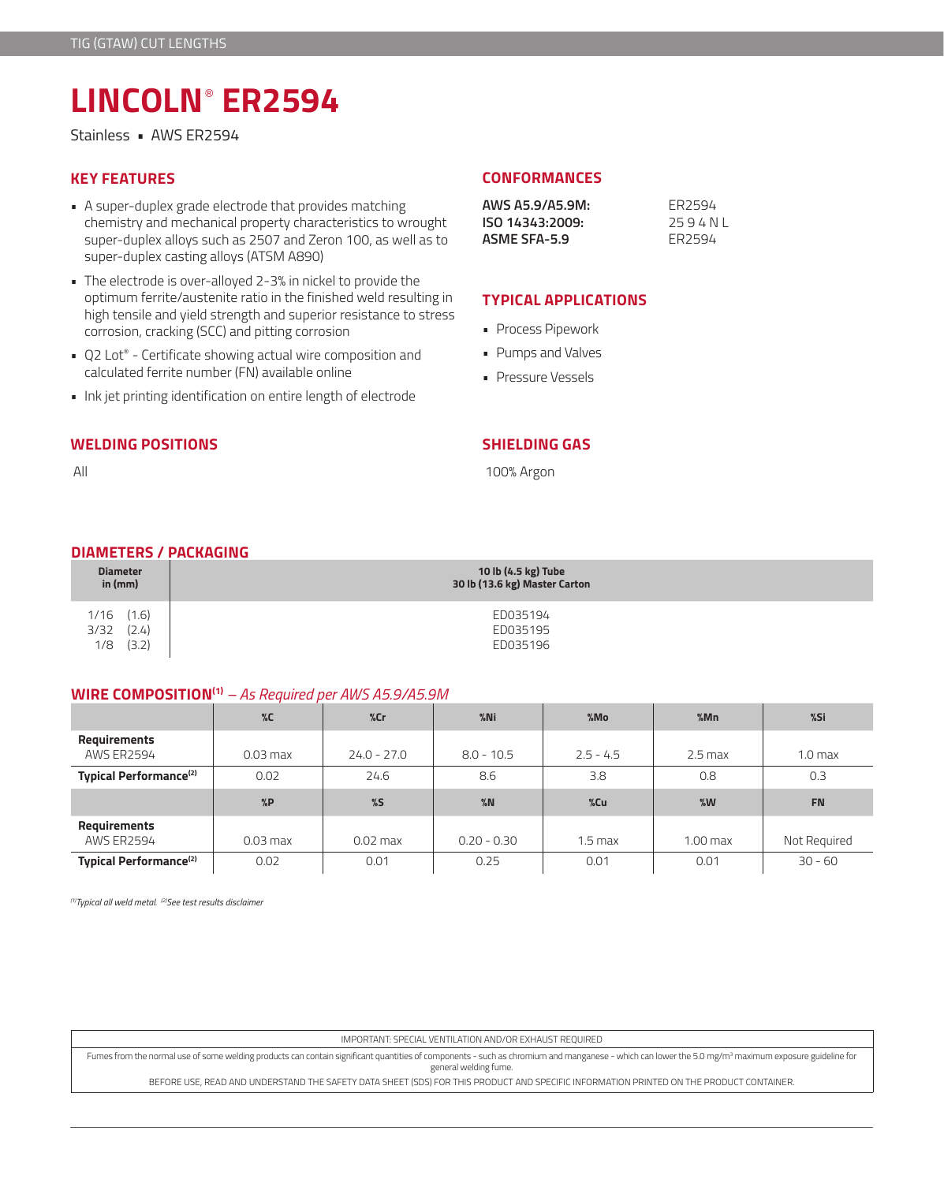TIG (GTAW) CUT LENGTHS

# LINCOLN® ER2594

Stainless ▪ AWS ER2594

## KEY FEATURES

- A super-duplex grade electrode that provides matching chemistry and mechanical property characteristics to wrought super-duplex alloys such as 2507 and Zeron 100, as well as to super-duplex casting alloys (ATSM A890)
- The electrode is over-alloyed 2-3% in nickel to provide the optimum ferrite/austenite ratio in the finished weld resulting in high tensile and yield strength and superior resistance to stress corrosion, cracking (SCC) and pitting corrosion
- Q2 Lot® - Certificate showing actual wire composition and calculated ferrite number (FN) available online
- Ink jet printing identification on entire length of electrode

## CONFORMANCES

| | |
|---|---|
| **AWS A5.9/A5.9M:** | ER2594 |
| **ISO 14343:2009:** | 25 9 4 N L |
| **ASME SFA-5.9** | ER2594 |

## TYPICAL APPLICATIONS

- Process Pipework
- Pumps and Valves
- Pressure Vessels

## WELDING POSITIONS

All

## SHIELDING GAS

100% Argon

## DIAMETERS / PACKAGING

| Diameter in (mm) | 10 lb (4.5 kg) Tube 30 lb (13.6 kg) Master Carton |
|---|---|
| 1/16 (1.6) | ED035194 |
| 3/32 (2.4) | ED035195 |
| 1/8 (3.2) | ED035196 |

## WIRE COMPOSITION[1] – *As Required per AWS A5.9/A5.9M*

| | %C | %Cr | %Ni | %Mo | %Mn | %Si |
|---|---|---|---|---|---|---|
| **Requirements** AWS ER2594 | 0.03 max | 24.0 - 27.0 | 8.0 - 10.5 | 2.5 - 4.5 | 2.5 max | 1.0 max |
| **Typical Performance[2]** | 0.02 | 24.6 | 8.6 | 3.8 | 0.8 | 0.3 |
| | **%P** | **%S** | **%N** | **%Cu** | **%W** | **FN** |
| **Requirements** AWS ER2594 | 0.03 max | 0.02 max | 0.20 - 0.30 | 1.5 max | 1.00 max | Not Required |
| **Typical Performance[2]** | 0.02 | 0.01 | 0.25 | 0.01 | 0.01 | 30 - 60 |

*[1]Typical all weld metal. [2]See test results disclaimer*

IMPORTANT: SPECIAL VENTILATION AND/OR EXHAUST REQUIRED

Fumes from the normal use of some welding products can contain significant quantities of components - such as chromium and manganese - which can lower the 5.0 mg/m³ maximum exposure guideline for general welding fume.

BEFORE USE, READ AND UNDERSTAND THE SAFETY DATA SHEET (SDS) FOR THIS PRODUCT AND SPECIFIC INFORMATION PRINTED ON THE PRODUCT CONTAINER.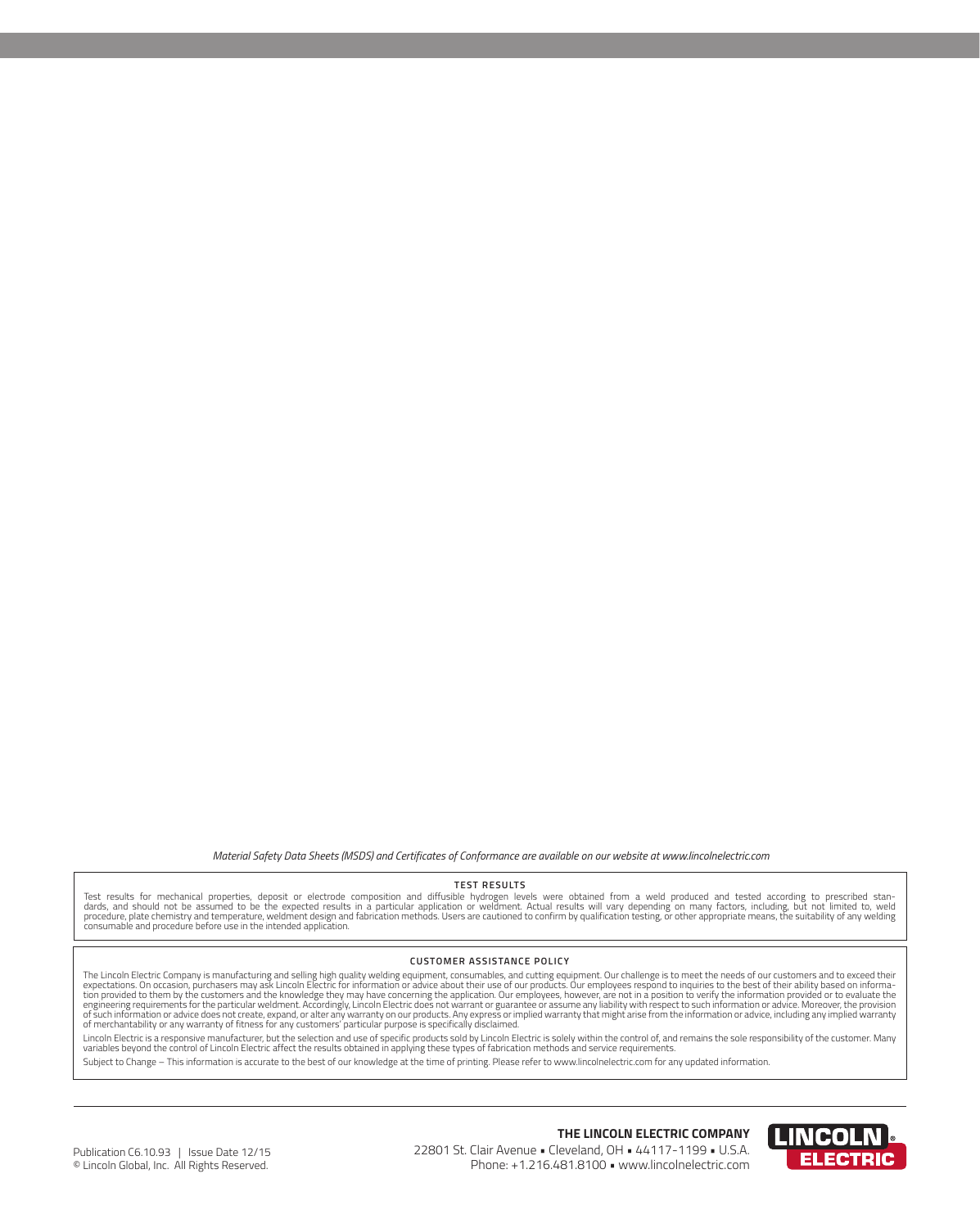*Material Safety Data Sheets (MSDS) and Certificates of Conformance are available on our website at www.lincolnelectric.com*

**TEST RESULTS**

Test results for mechanical properties, deposit or electrode composition and diffusible hydrogen levels were obtained from a weld produced and tested according to prescribed standards, and should not be assumed to be the expected results in a particular application or weldment. Actual results will vary depending on many factors, including, but not limited to, weld procedure, plate chemistry and temperature, weldment design and fabrication methods. Users are cautioned to confirm by qualification testing, or other appropriate means, the suitability of any welding consumable and procedure before use in the intended application.

**CUSTOMER ASSISTANCE POLICY**

The Lincoln Electric Company is manufacturing and selling high quality welding equipment, consumables, and cutting equipment. Our challenge is to meet the needs of our customers and to exceed their expectations. On occasion, purchasers may ask Lincoln Electric for information or advice about their use of our products. Our employees respond to inquiries to the best of their ability based on information provided to them by the customers and the knowledge they may have concerning the application. Our employees, however, are not in a position to verify the information provided or to evaluate the engineering requirements for the particular weldment. Accordingly, Lincoln Electric does not warrant or guarantee or assume any liability with respect to such information or advice. Moreover, the provision of such information or advice does not create, expand, or alter any warranty on our products. Any express or implied warranty that might arise from the information or advice, including any implied warranty of merchantability or any warranty of fitness for any customers' particular purpose is specifically disclaimed.

Lincoln Electric is a responsive manufacturer, but the selection and use of specific products sold by Lincoln Electric is solely within the control of, and remains the sole responsibility of the customer. Many variables beyond the control of Lincoln Electric affect the results obtained in applying these types of fabrication methods and service requirements.

Subject to Change – This information is accurate to the best of our knowledge at the time of printing. Please refer to www.lincolnelectric.com for any updated information.

Publication C6.10.93 | Issue Date 12/15
© Lincoln Global, Inc. All Rights Reserved.

**THE LINCOLN ELECTRIC COMPANY**
22801 St. Clair Avenue • Cleveland, OH • 44117-1199 • U.S.A.
Phone: +1.216.481.8100 • www.lincolnelectric.com

LINCOLN ELECTRIC